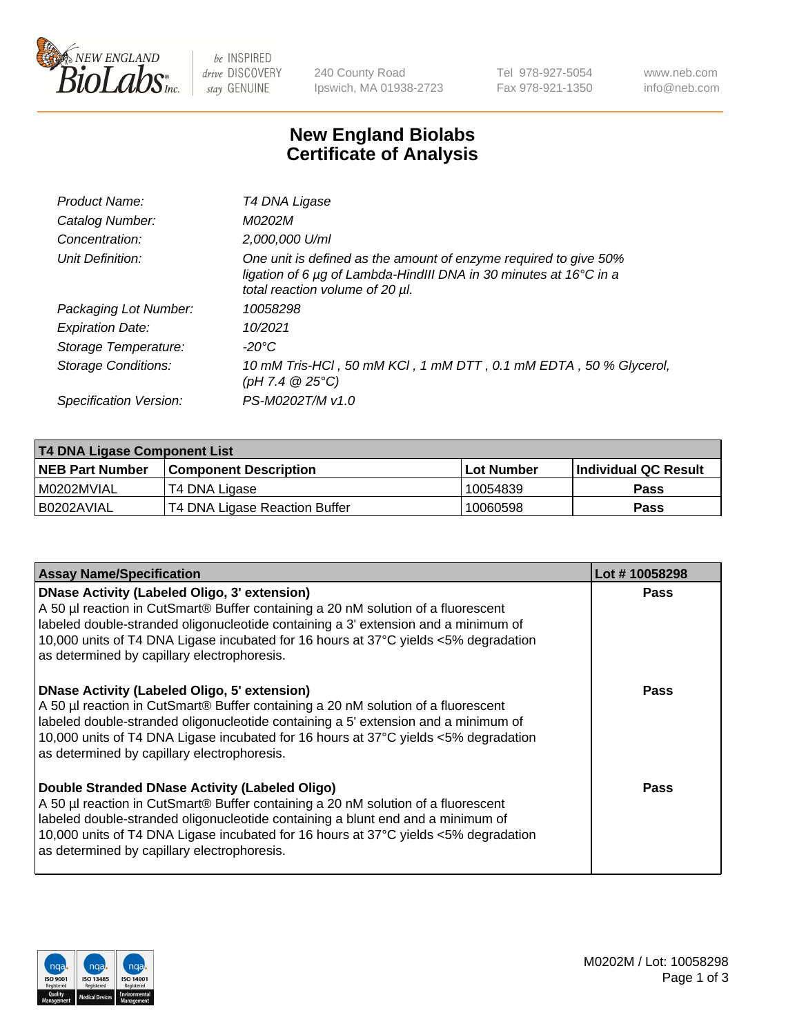# New England Biolabs
# Certificate of Analysis

| | |
|---|---|
| *Product Name:* | *T4 DNA Ligase* |
| *Catalog Number:* | *M0202M* |
| *Concentration:* | *2,000,000 U/ml* |
| *Unit Definition:* | *One unit is defined as the amount of enzyme required to give 50% ligation of 6 µg of Lambda-HindIII DNA in 30 minutes at 16°C in a total reaction volume of 20 µl.* |
| *Packaging Lot Number:* | *10058298* |
| *Expiration Date:* | *10/2021* |
| *Storage Temperature:* | *-20°C* |
| *Storage Conditions:* | *10 mM Tris-HCl , 50 mM KCl , 1 mM DTT , 0.1 mM EDTA , 50 % Glycerol, (pH 7.4 @ 25°C)* |
| *Specification Version:* | *PS-M0202T/M v1.0* |

| **T4 DNA Ligase Component List** | | | |
|---|---|---|---|
| **NEB Part Number** | **Component Description** | **Lot Number** | **Individual QC Result** |
| M0202MVIAL | T4 DNA Ligase | 10054839 | **Pass** |
| B0202AVIAL | T4 DNA Ligase Reaction Buffer | 10060598 | **Pass** |

| **Assay Name/Specification** | **Lot # 10058298** |
|---|---|
| **DNase Activity (Labeled Oligo, 3' extension)** A 50 µl reaction in CutSmart® Buffer containing a 20 nM solution of a fluorescent labeled double-stranded oligonucleotide containing a 3' extension and a minimum of 10,000 units of T4 DNA Ligase incubated for 16 hours at 37°C yields <5% degradation as determined by capillary electrophoresis. | **Pass** |
| **DNase Activity (Labeled Oligo, 5' extension)** A 50 µl reaction in CutSmart® Buffer containing a 20 nM solution of a fluorescent labeled double-stranded oligonucleotide containing a 5' extension and a minimum of 10,000 units of T4 DNA Ligase incubated for 16 hours at 37°C yields <5% degradation as determined by capillary electrophoresis. | **Pass** |
| **Double Stranded DNase Activity (Labeled Oligo)** A 50 µl reaction in CutSmart® Buffer containing a 20 nM solution of a fluorescent labeled double-stranded oligonucleotide containing a blunt end and a minimum of 10,000 units of T4 DNA Ligase incubated for 16 hours at 37°C yields <5% degradation as determined by capillary electrophoresis. | **Pass** |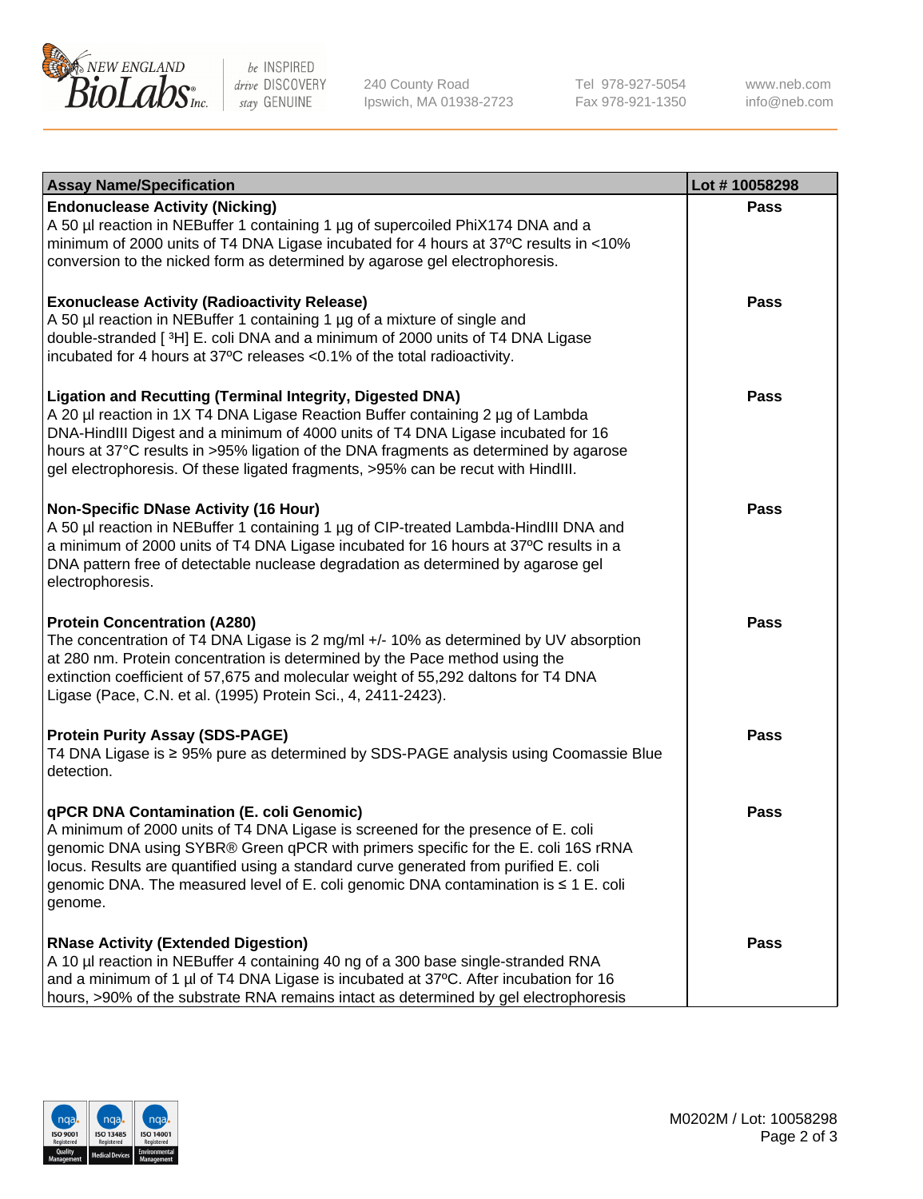| Assay Name/Specification | Lot # 10058298 |
|---|---|
| **Endonuclease Activity (Nicking)**<br>A 50 µl reaction in NEBuffer 1 containing 1 µg of supercoiled PhiX174 DNA and a minimum of 2000 units of T4 DNA Ligase incubated for 4 hours at 37ºC results in <10% conversion to the nicked form as determined by agarose gel electrophoresis. | Pass |
| **Exonuclease Activity (Radioactivity Release)**<br>A 50 µl reaction in NEBuffer 1 containing 1 µg of a mixture of single and double-stranded [ $^3$H] E. coli DNA and a minimum of 2000 units of T4 DNA Ligase incubated for 4 hours at 37ºC releases <0.1% of the total radioactivity. | Pass |
| **Ligation and Recutting (Terminal Integrity, Digested DNA)**<br>A 20 µl reaction in 1X T4 DNA Ligase Reaction Buffer containing 2 µg of Lambda DNA-HindIII Digest and a minimum of 4000 units of T4 DNA Ligase incubated for 16 hours at 37°C results in >95% ligation of the DNA fragments as determined by agarose gel electrophoresis. Of these ligated fragments, >95% can be recut with HindIII. | Pass |
| **Non-Specific DNase Activity (16 Hour)**<br>A 50 µl reaction in NEBuffer 1 containing 1 µg of CIP-treated Lambda-HindIII DNA and a minimum of 2000 units of T4 DNA Ligase incubated for 16 hours at 37ºC results in a DNA pattern free of detectable nuclease degradation as determined by agarose gel electrophoresis. | Pass |
| **Protein Concentration (A280)**<br>The concentration of T4 DNA Ligase is 2 mg/ml +/- 10% as determined by UV absorption at 280 nm. Protein concentration is determined by the Pace method using the extinction coefficient of 57,675 and molecular weight of 55,292 daltons for T4 DNA Ligase (Pace, C.N. et al. (1995) Protein Sci., 4, 2411-2423). | Pass |
| **Protein Purity Assay (SDS-PAGE)**<br>T4 DNA Ligase is ≥ 95% pure as determined by SDS-PAGE analysis using Coomassie Blue detection. | Pass |
| **qPCR DNA Contamination (E. coli Genomic)**<br>A minimum of 2000 units of T4 DNA Ligase is screened for the presence of E. coli genomic DNA using SYBR® Green qPCR with primers specific for the E. coli 16S rRNA locus. Results are quantified using a standard curve generated from purified E. coli genomic DNA. The measured level of E. coli genomic DNA contamination is ≤ 1 E. coli genome. | Pass |
| **RNase Activity (Extended Digestion)**<br>A 10 µl reaction in NEBuffer 4 containing 40 ng of a 300 base single-stranded RNA and a minimum of 1 µl of T4 DNA Ligase is incubated at 37ºC. After incubation for 16 hours, >90% of the substrate RNA remains intact as determined by gel electrophoresis | Pass |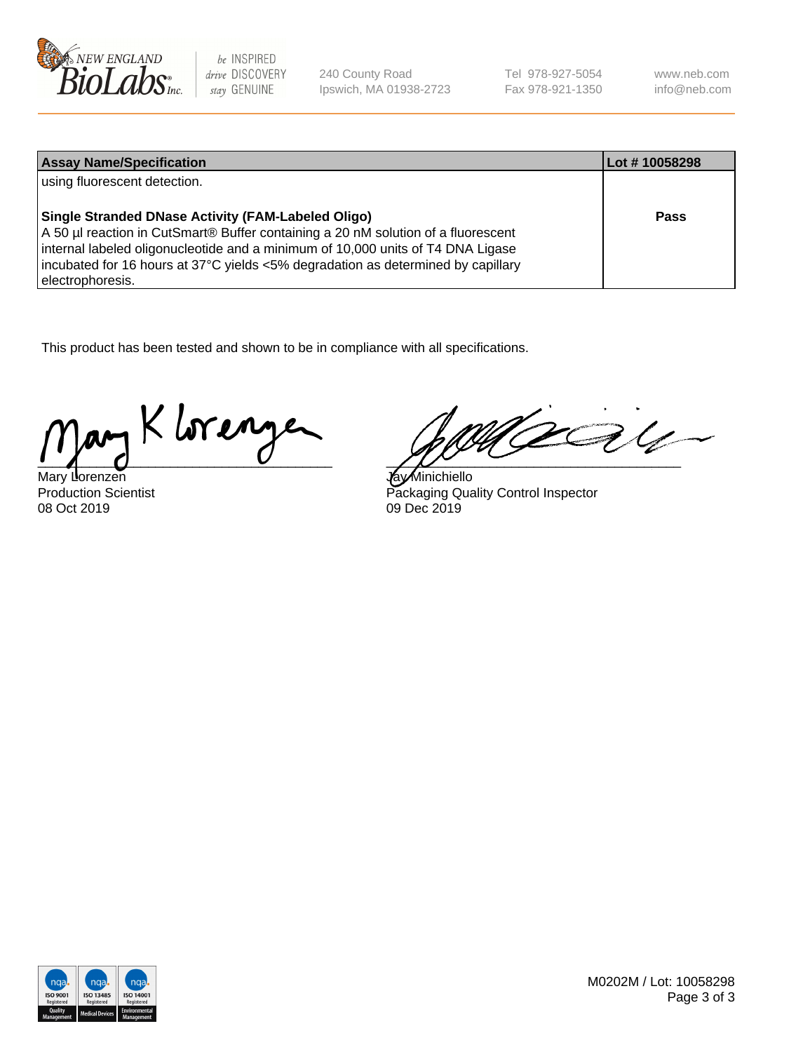| Assay Name/Specification | Lot # 10058298 |
| --- | --- |
| using fluorescent detection. | |
| **Single Stranded DNase Activity (FAM-Labeled Oligo)**<br>A 50 µl reaction in CutSmart® Buffer containing a 20 nM solution of a fluorescent internal labeled oligonucleotide and a minimum of 10,000 units of T4 DNA Ligase incubated for 16 hours at 37°C yields <5% degradation as determined by capillary electrophoresis. | **Pass** |

This product has been tested and shown to be in compliance with all specifications.

Mary Lorenzen
Production Scientist
08 Oct 2019

Jay Minichiello
Packaging Quality Control Inspector
09 Dec 2019

M0202M / Lot: 10058298